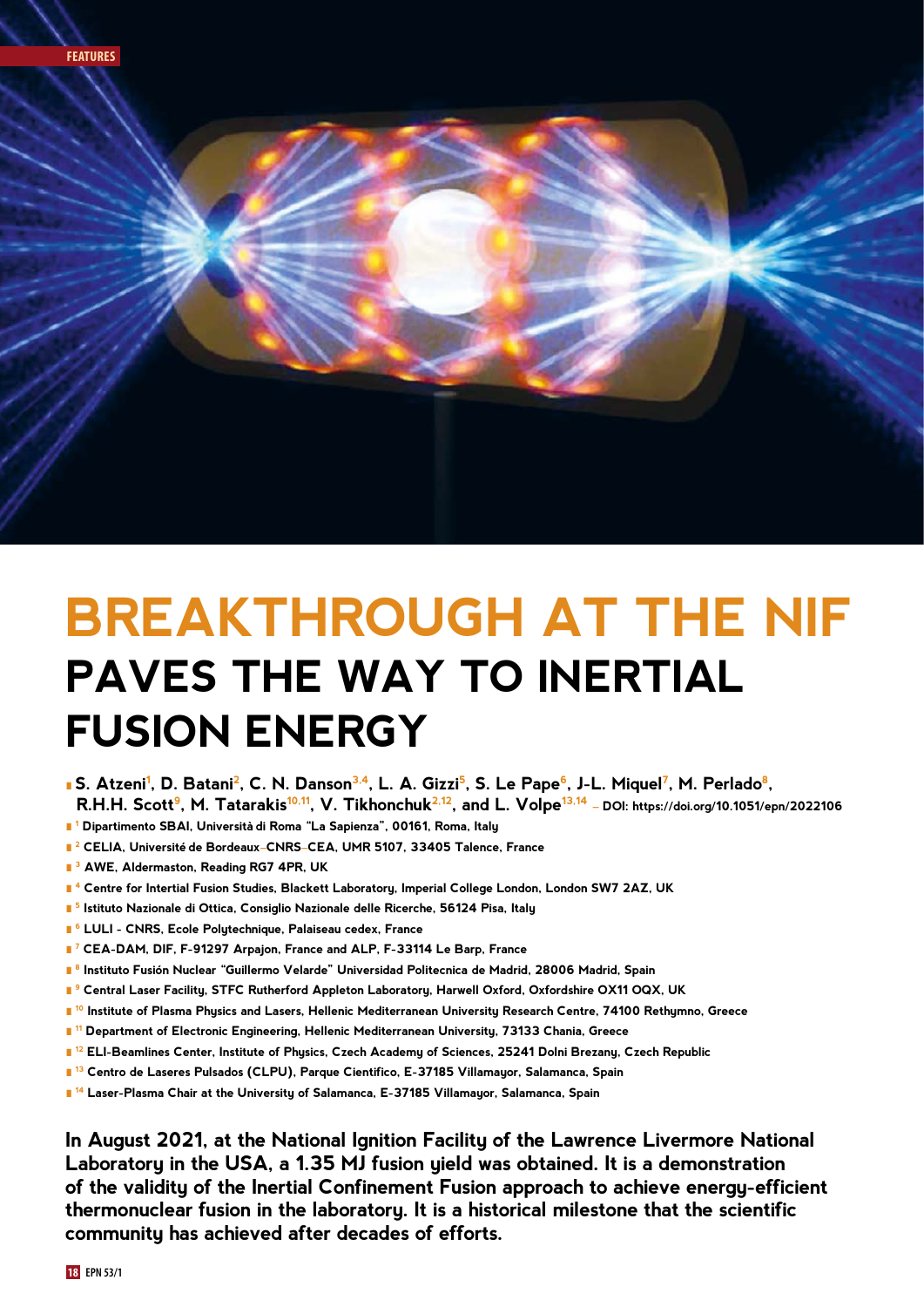# BREAKTHROUGH AT THE NIF PAVES THE WAY TO INERTIAL FUSION ENERGY

**S. Atzeni[1], D. Batani[2], C. N. Danson[3,4], L. A. Gizzi[5], S. Le Pape[6], J-L. Miquel[7], M. Perlado[8], R.H.H. Scott[9], M. Tatarakis[10,11], V. Tikhonchuk[2,12], and L. Volpe[13,14]** – DOI: https://doi.org/10.1051/epn/2022106

- [1] Dipartimento SBAI, Università di Roma "La Sapienza", 00161, Roma, Italy
- [2] CELIA, Université de Bordeaux–CNRS–CEA, UMR 5107, 33405 Talence, France
- [3] AWE, Aldermaston, Reading RG7 4PR, UK
- [4] Centre for Intertial Fusion Studies, Blackett Laboratory, Imperial College London, London SW7 2AZ, UK
- [5] Istituto Nazionale di Ottica, Consiglio Nazionale delle Ricerche, 56124 Pisa, Italy
- [6] LULI - CNRS, Ecole Polytechnique, Palaiseau cedex, France
- [7] CEA-DAM, DIF, F-91297 Arpajon, France and ALP, F-33114 Le Barp, France
- [8] Instituto Fusión Nuclear "Guillermo Velarde" Universidad Politecnica de Madrid, 28006 Madrid, Spain
- [9] Central Laser Facility, STFC Rutherford Appleton Laboratory, Harwell Oxford, Oxfordshire OX11 0QX, UK
- [10] Institute of Plasma Physics and Lasers, Hellenic Mediterranean University Research Centre, 74100 Rethymno, Greece
- [11] Department of Electronic Engineering, Hellenic Mediterranean University, 73133 Chania, Greece
- [12] ELI-Beamlines Center, Institute of Physics, Czech Academy of Sciences, 25241 Dolni Brezany, Czech Republic
- [13] Centro de Laseres Pulsados (CLPU), Parque Cientifico, E-37185 Villamayor, Salamanca, Spain
- [14] Laser-Plasma Chair at the University of Salamanca, E-37185 Villamayor, Salamanca, Spain

**In August 2021, at the National Ignition Facility of the Lawrence Livermore National Laboratory in the USA, a 1.35 MJ fusion yield was obtained. It is a demonstration of the validity of the Inertial Confinement Fusion approach to achieve energy-efficient thermonuclear fusion in the laboratory. It is a historical milestone that the scientific community has achieved after decades of efforts.**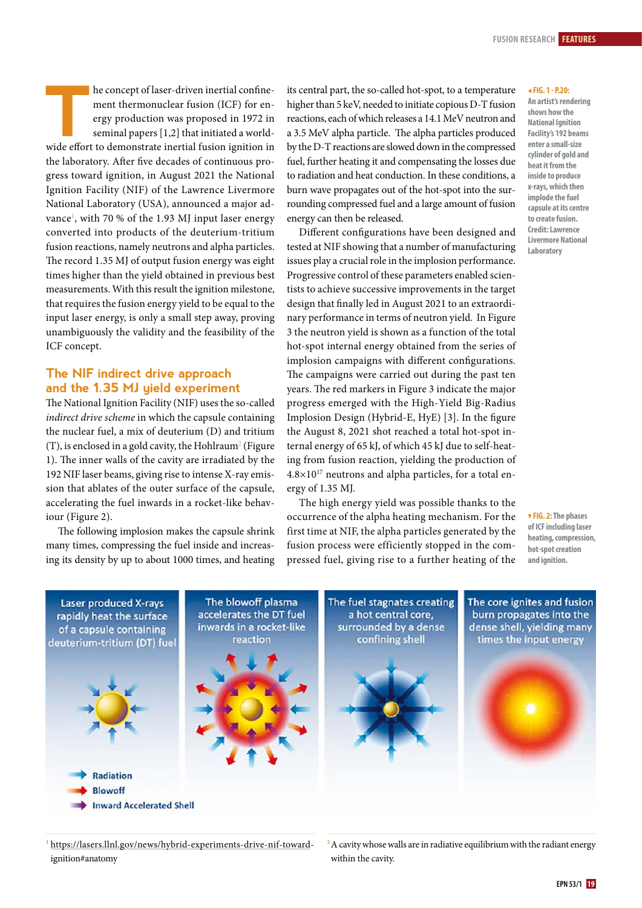The concept of laser-driven inertial confinement thermonuclear fusion (ICF) for energy production was proposed in 1972 in seminal papers [1,2] that initiated a worldwide effort to demonstrate inertial fusion ignition in the laboratory. After five decades of continuous progress toward ignition, in August 2021 the National Ignition Facility (NIF) of the Lawrence Livermore National Laboratory (USA), announced a major advance[1], with 70 % of the 1.93 MJ input laser energy converted into products of the deuterium-tritium fusion reactions, namely neutrons and alpha particles. The record 1.35 MJ of output fusion energy was eight times higher than the yield obtained in previous best measurements. With this result the ignition milestone, that requires the fusion energy yield to be equal to the input laser energy, is only a small step away, proving unambiguously the validity and the feasibility of the ICF concept.

## The NIF indirect drive approach and the 1.35 MJ yield experiment

The National Ignition Facility (NIF) uses the so-called *indirect drive scheme* in which the capsule containing the nuclear fuel, a mix of deuterium (D) and tritium (T), is enclosed in a gold cavity, the Hohlraum[2] (Figure 1). The inner walls of the cavity are irradiated by the 192 NIF laser beams, giving rise to intense X-ray emission that ablates of the outer surface of the capsule, accelerating the fuel inwards in a rocket-like behaviour (Figure 2).

The following implosion makes the capsule shrink many times, compressing the fuel inside and increasing its density by up to about 1000 times, and heating its central part, the so-called hot-spot, to a temperature higher than 5 keV, needed to initiate copious D-T fusion reactions, each of which releases a 14.1 MeV neutron and a 3.5 MeV alpha particle. The alpha particles produced by the D-T reactions are slowed down in the compressed fuel, further heating it and compensating the losses due to radiation and heat conduction. In these conditions, a burn wave propagates out of the hot-spot into the surrounding compressed fuel and a large amount of fusion energy can then be released.

Different configurations have been designed and tested at NIF showing that a number of manufacturing issues play a crucial role in the implosion performance. Progressive control of these parameters enabled scientists to achieve successive improvements in the target design that finally led in August 2021 to an extraordinary performance in terms of neutron yield. In Figure 3 the neutron yield is shown as a function of the total hot-spot internal energy obtained from the series of implosion campaigns with different configurations. The campaigns were carried out during the past ten years. The red markers in Figure 3 indicate the major progress emerged with the High-Yield Big-Radius Implosion Design (Hybrid-E, HyE) [3]. In the figure the August 8, 2021 shot reached a total hot-spot internal energy of 65 kJ, of which 45 kJ due to self-heating from fusion reaction, yielding the production of $4.8\times10^{17}$ neutrons and alpha particles, for a total energy of 1.35 MJ.

The high energy yield was possible thanks to the occurrence of the alpha heating mechanism. For the first time at NIF, the alpha particles generated by the fusion process were efficiently stopped in the compressed fuel, giving rise to a further heating of the

◂ **FIG. 1 - P.20:** An artist's rendering shows how the National Ignition Facility's 192 beams enter a small-size cylinder of gold and heat it from the inside to produce x-rays, which then implode the fuel capsule at its centre to create fusion. Credit: Lawrence Livermore National Laboratory

▾ **FIG. 2:** The phases of ICF including laser heating, compression, hot-spot creation and ignition.

Laser produced X-rays rapidly heat the surface of a capsule containing deuterium-tritium (DT) fuel | The blowoff plasma accelerates the DT fuel inwards in a rocket-like reaction | The fuel stagnates creating a hot central core, surrounded by a dense confining shell | The core ignites and fusion burn propagates into the dense shell, yielding many times the input energy

Radiation | Blowoff | Inward Accelerated Shell

[1] https://lasers.llnl.gov/news/hybrid-experiments-drive-nif-toward-ignition#anatomy

[2] A cavity whose walls are in radiative equilibrium with the radiant energy within the cavity.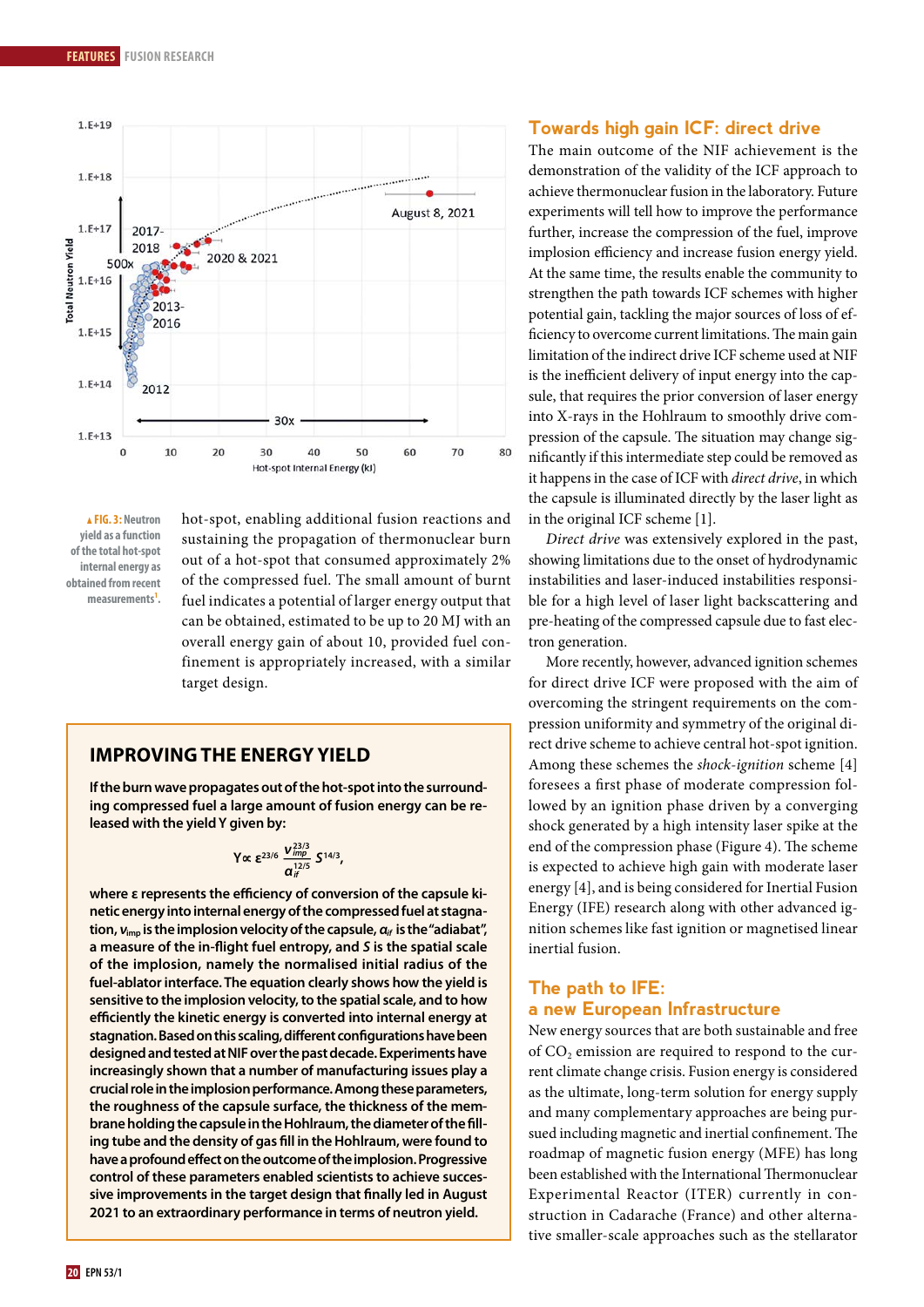▲**FIG. 3:** Neutron yield as a function of the total hot-spot internal energy as obtained from recent measurements[1].

hot-spot, enabling additional fusion reactions and sustaining the propagation of thermonuclear burn out of a hot-spot that consumed approximately 2% of the compressed fuel. The small amount of burnt fuel indicates a potential of larger energy output that can be obtained, estimated to be up to 20 MJ with an overall energy gain of about 10, provided fuel confinement is appropriately increased, with a similar target design.

## IMPROVING THE ENERGY YIELD

**If the burn wave propagates out of the hot-spot into the surrounding compressed fuel a large amount of fusion energy can be released with the yield Y given by:**

$$Y \propto \varepsilon^{23/6} \frac{v_{imp}^{23/3}}{\alpha_{if}^{12/5}} S^{14/3},$$

**where ε represents the efficiency of conversion of the capsule kinetic energy into internal energy of the compressed fuel at stagnation, $v_{imp}$ is the implosion velocity of the capsule, $\alpha_{if}$ is the "adiabat", a measure of the in-flight fuel entropy, and $S$ is the spatial scale of the implosion, namely the normalised initial radius of the fuel-ablator interface. The equation clearly shows how the yield is sensitive to the implosion velocity, to the spatial scale, and to how efficiently the kinetic energy is converted into internal energy at stagnation. Based on this scaling, different configurations have been designed and tested at NIF over the past decade. Experiments have increasingly shown that a number of manufacturing issues play a crucial role in the implosion performance. Among these parameters, the roughness of the capsule surface, the thickness of the membrane holding the capsule in the Hohlraum, the diameter of the filling tube and the density of gas fill in the Hohlraum, were found to have a profound effect on the outcome of the implosion. Progressive control of these parameters enabled scientists to achieve successive improvements in the target design that finally led in August 2021 to an extraordinary performance in terms of neutron yield.**

## Towards high gain ICF: direct drive

The main outcome of the NIF achievement is the demonstration of the validity of the ICF approach to achieve thermonuclear fusion in the laboratory. Future experiments will tell how to improve the performance further, increase the compression of the fuel, improve implosion efficiency and increase fusion energy yield. At the same time, the results enable the community to strengthen the path towards ICF schemes with higher potential gain, tackling the major sources of loss of efficiency to overcome current limitations. The main gain limitation of the indirect drive ICF scheme used at NIF is the inefficient delivery of input energy into the capsule, that requires the prior conversion of laser energy into X-rays in the Hohlraum to smoothly drive compression of the capsule. The situation may change significantly if this intermediate step could be removed as it happens in the case of ICF with *direct drive*, in which the capsule is illuminated directly by the laser light as in the original ICF scheme [1].

*Direct drive* was extensively explored in the past, showing limitations due to the onset of hydrodynamic instabilities and laser-induced instabilities responsible for a high level of laser light backscattering and pre-heating of the compressed capsule due to fast electron generation.

More recently, however, advanced ignition schemes for direct drive ICF were proposed with the aim of overcoming the stringent requirements on the compression uniformity and symmetry of the original direct drive scheme to achieve central hot-spot ignition. Among these schemes the *shock-ignition* scheme [4] foresees a first phase of moderate compression followed by an ignition phase driven by a converging shock generated by a high intensity laser spike at the end of the compression phase (Figure 4). The scheme is expected to achieve high gain with moderate laser energy [4], and is being considered for Inertial Fusion Energy (IFE) research along with other advanced ignition schemes like fast ignition or magnetised linear inertial fusion.

## The path to IFE: a new European Infrastructure

New energy sources that are both sustainable and free of $CO_2$ emission are required to respond to the current climate change crisis. Fusion energy is considered as the ultimate, long-term solution for energy supply and many complementary approaches are being pursued including magnetic and inertial confinement. The roadmap of magnetic fusion energy (MFE) has long been established with the International Thermonuclear Experimental Reactor (ITER) currently in construction in Cadarache (France) and other alternative smaller-scale approaches such as the stellarator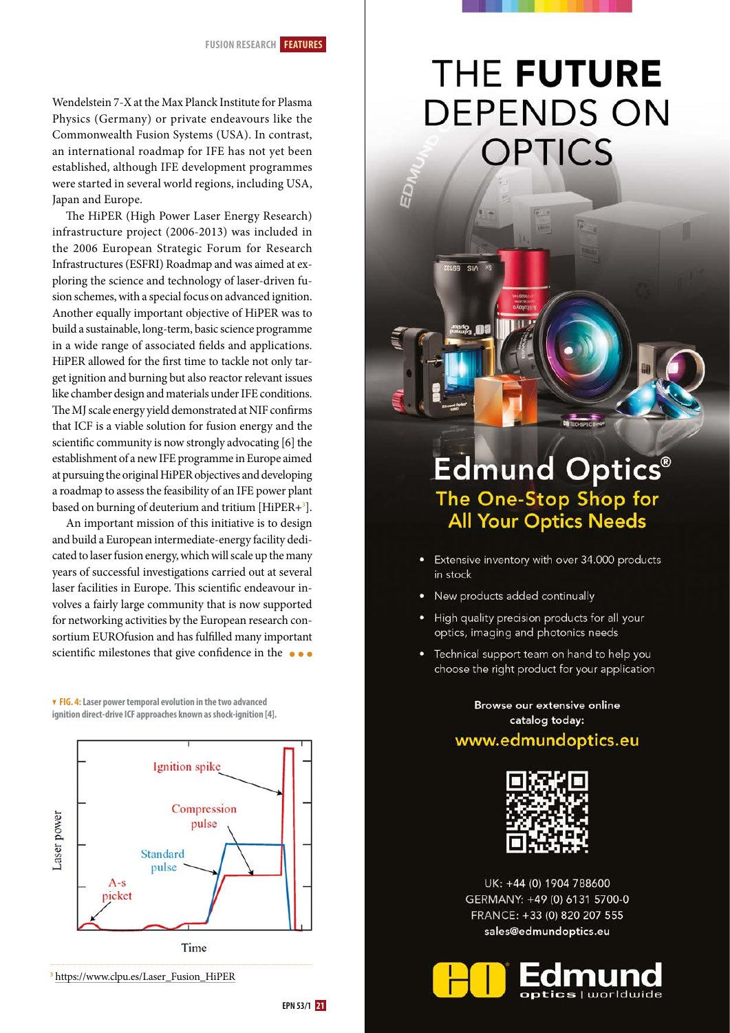Wendelstein 7-X at the Max Planck Institute for Plasma Physics (Germany) or private endeavours like the Commonwealth Fusion Systems (USA). In contrast, an international roadmap for IFE has not yet been established, although IFE development programmes were started in several world regions, including USA, Japan and Europe.

The HiPER (High Power Laser Energy Research) infrastructure project (2006-2013) was included in the 2006 European Strategic Forum for Research Infrastructures (ESFRI) Roadmap and was aimed at exploring the science and technology of laser-driven fusion schemes, with a special focus on advanced ignition. Another equally important objective of HiPER was to build a sustainable, long-term, basic science programme in a wide range of associated fields and applications. HiPER allowed for the first time to tackle not only target ignition and burning but also reactor relevant issues like chamber design and materials under IFE conditions. The MJ scale energy yield demonstrated at NIF confirms that ICF is a viable solution for fusion energy and the scientific community is now strongly advocating [6] the establishment of a new IFE programme in Europe aimed at pursuing the original HiPER objectives and developing a roadmap to assess the feasibility of an IFE power plant based on burning of deuterium and tritium [HiPER+[3]].

An important mission of this initiative is to design and build a European intermediate-energy facility dedicated to laser fusion energy, which will scale up the many years of successful investigations carried out at several laser facilities in Europe. This scientific endeavour involves a fairly large community that is now supported for networking activities by the European research consortium EUROfusion and has fulfilled many important scientific milestones that give confidence in the •••

▼ **FIG. 4:** Laser power temporal evolution in the two advanced ignition direct-drive ICF approaches known as shock-ignition [4].

[3] https://www.clpu.es/Laser_Fusion_HiPER

# THE FUTURE DEPENDS ON OPTICS

## Edmund Optics®

### The One-Stop Shop for All Your Optics Needs

- Extensive inventory with over 34.000 products in stock
- New products added continually
- High quality precision products for all your optics, imaging and photonics needs
- Technical support team on hand to help you choose the right product for your application

Browse our extensive online catalog today:

www.edmundoptics.eu

UK: +44 (0) 1904 788600
GERMANY: +49 (0) 6131 5700-0
FRANCE: +33 (0) 820 207 555
sales@edmundoptics.eu

Edmund optics | worldwide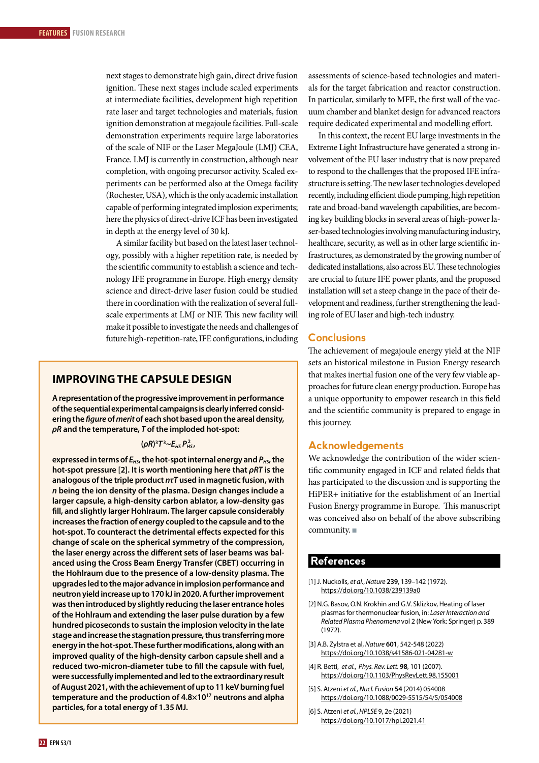next stages to demonstrate high gain, direct drive fusion ignition. These next stages include scaled experiments at intermediate facilities, development high repetition rate laser and target technologies and materials, fusion ignition demonstration at megajoule facilities. Full-scale demonstration experiments require large laboratories of the scale of NIF or the Laser MegaJoule (LMJ) CEA, France. LMJ is currently in construction, although near completion, with ongoing precursor activity. Scaled experiments can be performed also at the Omega facility (Rochester, USA), which is the only academic installation capable of performing integrated implosion experiments; here the physics of direct-drive ICF has been investigated in depth at the energy level of 30 kJ.

A similar facility but based on the latest laser technology, possibly with a higher repetition rate, is needed by the scientific community to establish a science and technology IFE programme in Europe. High energy density science and direct-drive laser fusion could be studied there in coordination with the realization of several full-scale experiments at LMJ or NIF. This new facility will make it possible to investigate the needs and challenges of future high-repetition-rate, IFE configurations, including assessments of science-based technologies and materials for the target fabrication and reactor construction. In particular, similarly to MFE, the first wall of the vacuum chamber and blanket design for advanced reactors require dedicated experimental and modelling effort.

In this context, the recent EU large investments in the Extreme Light Infrastructure have generated a strong involvement of the EU laser industry that is now prepared to respond to the challenges that the proposed IFE infrastructure is setting. The new laser technologies developed recently, including efficient diode pumping, high repetition rate and broad-band wavelength capabilities, are becoming key building blocks in several areas of high-power laser-based technologies involving manufacturing industry, healthcare, security, as well as in other large scientific infrastructures, as demonstrated by the growing number of dedicated installations, also across EU. These technologies are crucial to future IFE power plants, and the proposed installation will set a steep change in the pace of their development and readiness, further strengthening the leading role of EU laser and high-tech industry.

## IMPROVING THE CAPSULE DESIGN

**A representation of the progressive improvement in performance of the sequential experimental campaigns is clearly inferred considering the *figure* of *merit* of each shot based upon the areal density, $\rho R$ and the temperature, $T$ of the imploded hot-spot:**

$$(\rho R)^3 T^3 \sim E_{HS}\, P_{HS}^2,$$

**expressed in terms of $E_{HS}$, the hot-spot internal energy and $P_{HS}$, the hot-spot pressure [2]. It is worth mentioning here that $\rho RT$ is the analogous of the triple product $nrT$ used in magnetic fusion, with $n$ being the ion density of the plasma. Design changes include a larger capsule, a high-density carbon ablator, a low-density gas fill, and slightly larger Hohlraum. The larger capsule considerably increases the fraction of energy coupled to the capsule and to the hot-spot. To counteract the detrimental effects expected for this change of scale on the spherical symmetry of the compression, the laser energy across the different sets of laser beams was balanced using the Cross Beam Energy Transfer (CBET) occurring in the Hohlraum due to the presence of a low-density plasma. The upgrades led to the major advance in implosion performance and neutron yield increase up to 170 kJ in 2020. A further improvement was then introduced by slightly reducing the laser entrance holes of the Hohlraum and extending the laser pulse duration by a few hundred picoseconds to sustain the implosion velocity in the late stage and increase the stagnation pressure, thus transferring more energy in the hot-spot. These further modifications, along with an improved quality of the high-density carbon capsule shell and a reduced two-micron-diameter tube to fill the capsule with fuel, were successfully implemented and led to the extraordinary result of August 2021, with the achievement of up to 11 keV burning fuel temperature and the production of $4.8\times10^{17}$ neutrons and alpha particles, for a total energy of 1.35 MJ.**

## Conclusions

The achievement of megajoule energy yield at the NIF sets an historical milestone in Fusion Energy research that makes inertial fusion one of the very few viable approaches for future clean energy production. Europe has a unique opportunity to empower research in this field and the scientific community is prepared to engage in this journey.

## Acknowledgements

We acknowledge the contribution of the wider scientific community engaged in ICF and related fields that has participated to the discussion and is supporting the HiPER+ initiative for the establishment of an Inertial Fusion Energy programme in Europe. This manuscript was conceived also on behalf of the above subscribing community. ■

## References

[1] J. Nuckolls, *et al.*, *Nature* **239**, 139–142 (1972). https://doi.org/10.1038/239139a0

[2] N.G. Basov, O.N. Krokhin and G.V. Sklizkov, Heating of laser plasmas for thermonuclear fusion, in: *Laser Interaction and Related Plasma Phenomena* vol 2 (New York: Springer) p. 389 (1972).

[3] A.B. Zylstra et al, *Nature* **601**, 542-548 (2022) https://doi.org/10.1038/s41586-021-04281-w

[4] R. Betti, *et al.*, *Phys. Rev. Lett.* **98**, 101 (2007). https://doi.org/10.1103/PhysRevLett.98.155001

[5] S. Atzeni *et al.*, *Nucl. Fusion* **54** (2014) 054008 https://doi.org/10.1088/0029-5515/54/5/054008

[6] S. Atzeni *et al.*, *HPLSE* 9, 2e (2021) https://doi.org/10.1017/hpl.2021.41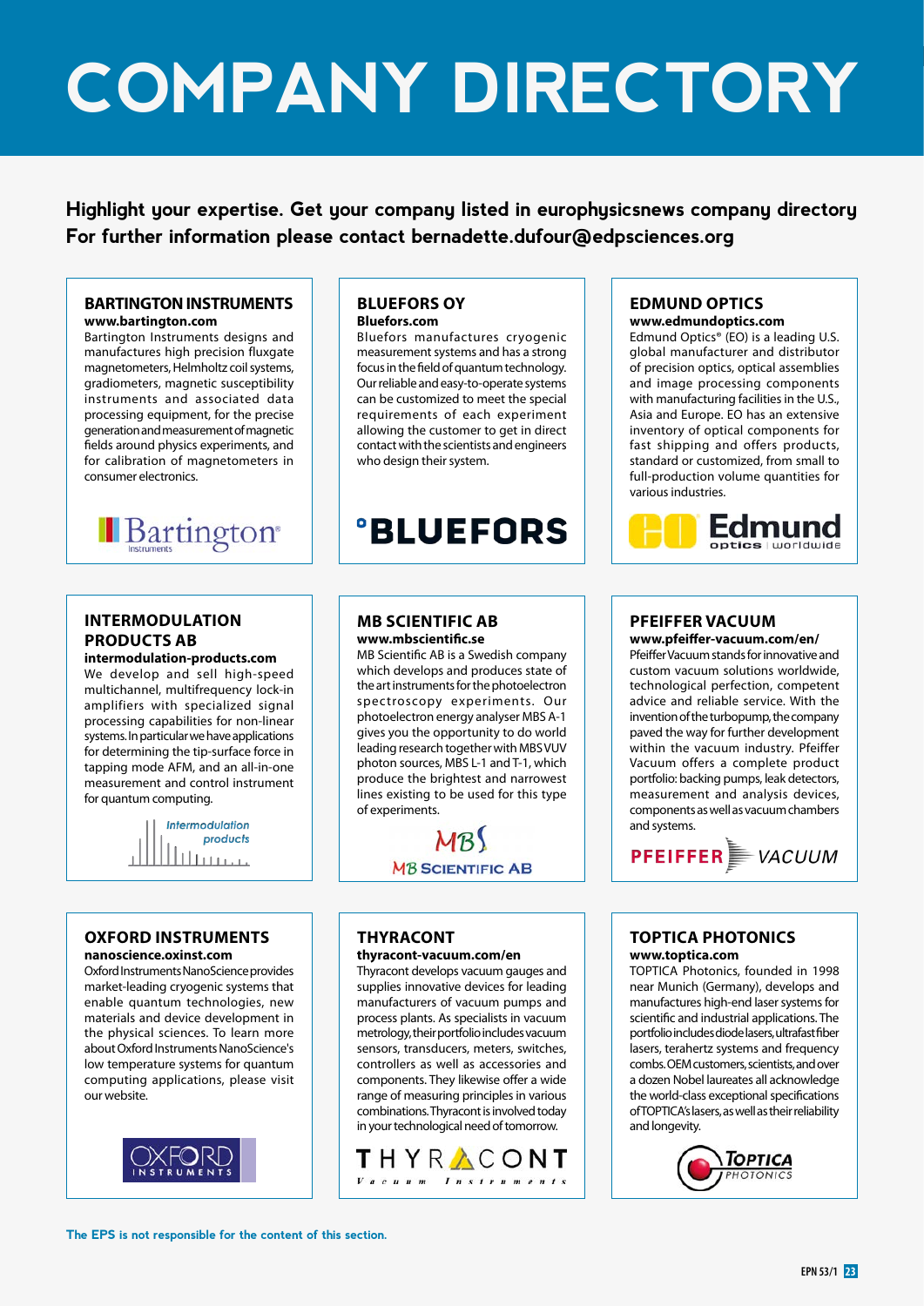# COMPANY DIRECTORY

**Highlight your expertise. Get your company listed in europhysicsnews company directory**
**For further information please contact bernadette.dufour@edpsciences.org**

### BARTINGTON INSTRUMENTS

**www.bartington.com**

Bartington Instruments designs and manufactures high precision fluxgate magnetometers, Helmholtz coil systems, gradiometers, magnetic susceptibility instruments and associated data processing equipment, for the precise generation and measurement of magnetic fields around physics experiments, and for calibration of magnetometers in consumer electronics.

### BLUEFORS OY

**Bluefors.com**

Bluefors manufactures cryogenic measurement systems and has a strong focus in the field of quantum technology. Our reliable and easy-to-operate systems can be customized to meet the special requirements of each experiment allowing the customer to get in direct contact with the scientists and engineers who design their system.

### EDMUND OPTICS

**www.edmundoptics.com**

Edmund Optics® (EO) is a leading U.S. global manufacturer and distributor of precision optics, optical assemblies and image processing components with manufacturing facilities in the U.S., Asia and Europe. EO has an extensive inventory of optical components for fast shipping and offers products, standard or customized, from small to full-production volume quantities for various industries.

### INTERMODULATION PRODUCTS AB

**intermodulation-products.com**

We develop and sell high-speed multichannel, multifrequency lock-in amplifiers with specialized signal processing capabilities for non-linear systems. In particular we have applications for determining the tip-surface force in tapping mode AFM, and an all-in-one measurement and control instrument for quantum computing.

### MB SCIENTIFIC AB

**www.mbscientific.se**

MB Scientific AB is a Swedish company which develops and produces state of the art instruments for the photoelectron spectroscopy experiments. Our photoelectron energy analyser MBS A-1 gives you the opportunity to do world leading research together with MBS VUV photon sources, MBS L-1 and T-1, which produce the brightest and narrowest lines existing to be used for this type of experiments.

### PFEIFFER VACUUM

**www.pfeiffer-vacuum.com/en/**

Pfeiffer Vacuum stands for innovative and custom vacuum solutions worldwide, technological perfection, competent advice and reliable service. With the invention of the turbopump, the company paved the way for further development within the vacuum industry. Pfeiffer Vacuum offers a complete product portfolio: backing pumps, leak detectors, measurement and analysis devices, components as well as vacuum chambers and systems.

### OXFORD INSTRUMENTS

**nanoscience.oxinst.com**

Oxford Instruments NanoScience provides market-leading cryogenic systems that enable quantum technologies, new materials and device development in the physical sciences. To learn more about Oxford Instruments NanoScience's low temperature systems for quantum computing applications, please visit our website.

### THYRACONT

**thyracont-vacuum.com/en**

Thyracont develops vacuum gauges and supplies innovative devices for leading manufacturers of vacuum pumps and process plants. As specialists in vacuum metrology, their portfolio includes vacuum sensors, transducers, meters, switches, controllers as well as accessories and components. They likewise offer a wide range of measuring principles in various combinations. Thyracont is involved today in your technological need of tomorrow.

### TOPTICA PHOTONICS

**www.toptica.com**

TOPTICA Photonics, founded in 1998 near Munich (Germany), develops and manufactures high-end laser systems for scientific and industrial applications. The portfolio includes diode lasers, ultrafast fiber lasers, terahertz systems and frequency combs. OEM customers, scientists, and over a dozen Nobel laureates all acknowledge the world-class exceptional specifications of TOPTICA's lasers, as well as their reliability and longevity.

**The EPS is not responsible for the content of this section.**